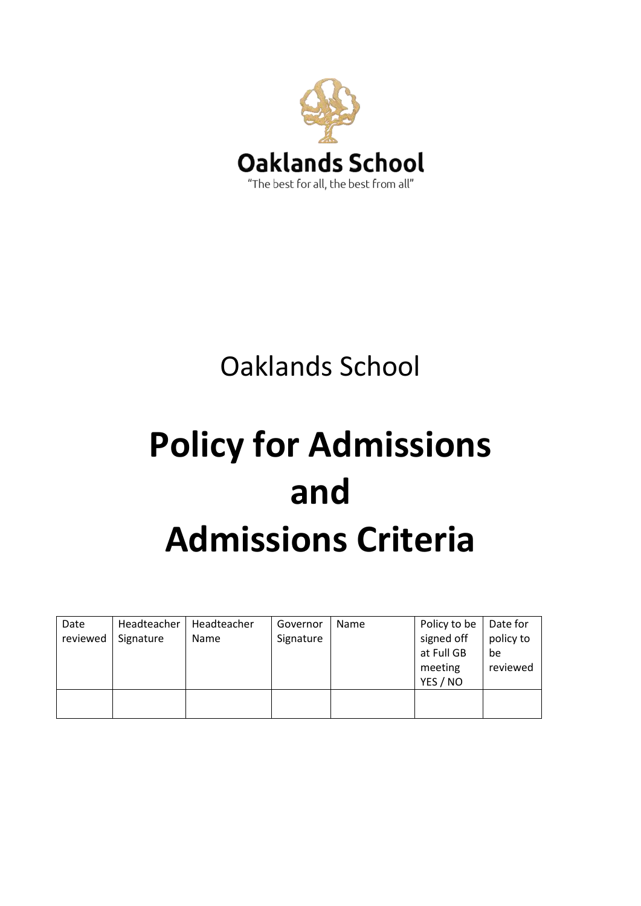**Oaklands School**

"The best for all, the best from all"

Oaklands School

# Policy for Admissions and Admissions Criteria

| Date reviewed | Headteacher Signature | Headteacher Name | Governor Signature | Name | Policy to be signed off at Full GB meeting YES / NO | Date for policy to be reviewed |
|---|---|---|---|---|---|---|
| | | | | | | |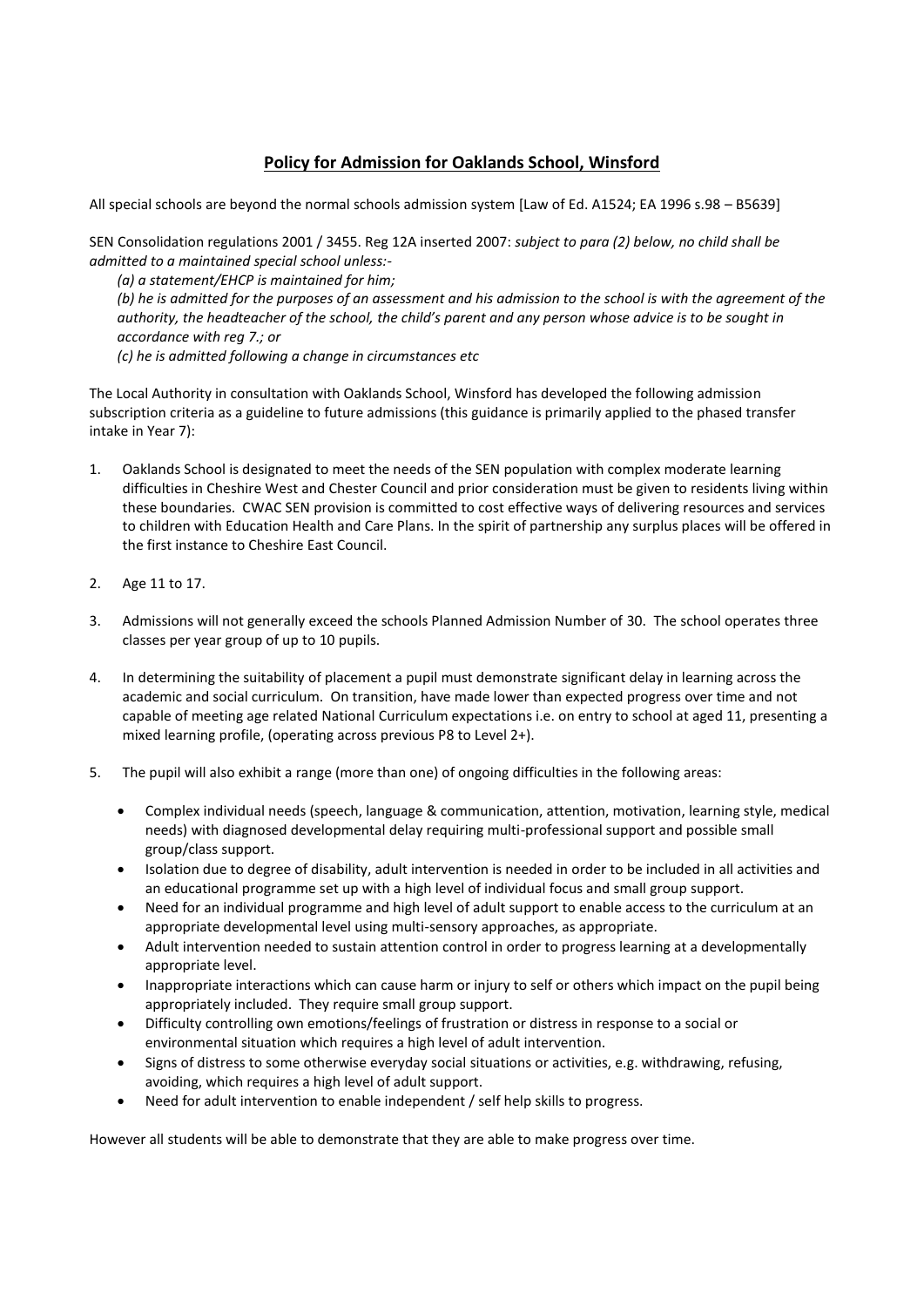## **Policy for Admission for Oaklands School, Winsford**

All special schools are beyond the normal schools admission system [Law of Ed. A1524; EA 1996 s.98 – B5639]

SEN Consolidation regulations 2001 / 3455. Reg 12A inserted 2007: *subject to para (2) below, no child shall be admitted to a maintained special school unless:-*

> *(a) a statement/EHCP is maintained for him;*
>
> *(b) he is admitted for the purposes of an assessment and his admission to the school is with the agreement of the authority, the headteacher of the school, the child's parent and any person whose advice is to be sought in accordance with reg 7.; or*
>
> *(c) he is admitted following a change in circumstances etc*

The Local Authority in consultation with Oaklands School, Winsford has developed the following admission subscription criteria as a guideline to future admissions (this guidance is primarily applied to the phased transfer intake in Year 7):

1. Oaklands School is designated to meet the needs of the SEN population with complex moderate learning difficulties in Cheshire West and Chester Council and prior consideration must be given to residents living within these boundaries. CWAC SEN provision is committed to cost effective ways of delivering resources and services to children with Education Health and Care Plans. In the spirit of partnership any surplus places will be offered in the first instance to Cheshire East Council.

2. Age 11 to 17.

3. Admissions will not generally exceed the schools Planned Admission Number of 30. The school operates three classes per year group of up to 10 pupils.

4. In determining the suitability of placement a pupil must demonstrate significant delay in learning across the academic and social curriculum. On transition, have made lower than expected progress over time and not capable of meeting age related National Curriculum expectations i.e. on entry to school at aged 11, presenting a mixed learning profile, (operating across previous P8 to Level 2+).

5. The pupil will also exhibit a range (more than one) of ongoing difficulties in the following areas:

   - Complex individual needs (speech, language & communication, attention, motivation, learning style, medical needs) with diagnosed developmental delay requiring multi-professional support and possible small group/class support.
   - Isolation due to degree of disability, adult intervention is needed in order to be included in all activities and an educational programme set up with a high level of individual focus and small group support.
   - Need for an individual programme and high level of adult support to enable access to the curriculum at an appropriate developmental level using multi-sensory approaches, as appropriate.
   - Adult intervention needed to sustain attention control in order to progress learning at a developmentally appropriate level.
   - Inappropriate interactions which can cause harm or injury to self or others which impact on the pupil being appropriately included. They require small group support.
   - Difficulty controlling own emotions/feelings of frustration or distress in response to a social or environmental situation which requires a high level of adult intervention.
   - Signs of distress to some otherwise everyday social situations or activities, e.g. withdrawing, refusing, avoiding, which requires a high level of adult support.
   - Need for adult intervention to enable independent / self help skills to progress.

However all students will be able to demonstrate that they are able to make progress over time.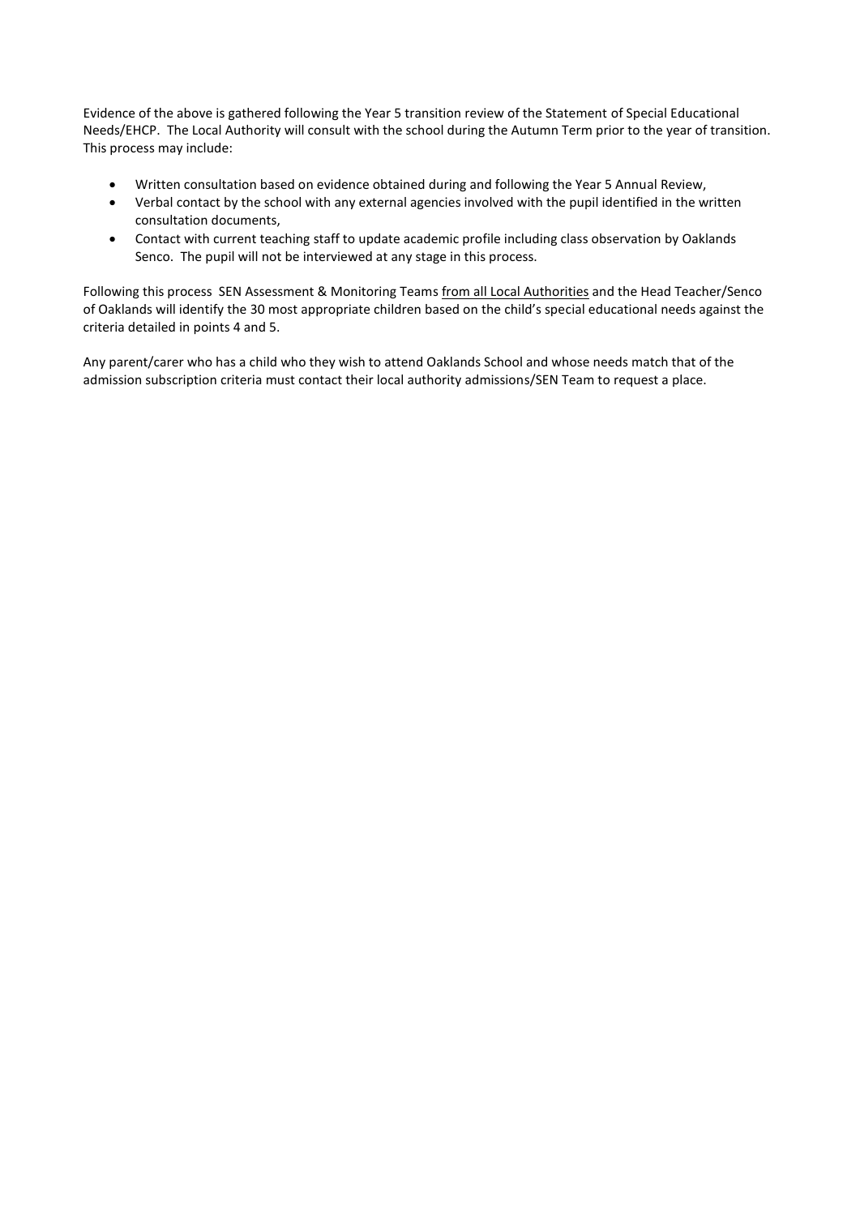Evidence of the above is gathered following the Year 5 transition review of the Statement of Special Educational Needs/EHCP. The Local Authority will consult with the school during the Autumn Term prior to the year of transition. This process may include:

- Written consultation based on evidence obtained during and following the Year 5 Annual Review,
- Verbal contact by the school with any external agencies involved with the pupil identified in the written consultation documents,
- Contact with current teaching staff to update academic profile including class observation by Oaklands Senco. The pupil will not be interviewed at any stage in this process.

Following this process SEN Assessment & Monitoring Teams <u>from all Local Authorities</u> and the Head Teacher/Senco of Oaklands will identify the 30 most appropriate children based on the child's special educational needs against the criteria detailed in points 4 and 5.

Any parent/carer who has a child who they wish to attend Oaklands School and whose needs match that of the admission subscription criteria must contact their local authority admissions/SEN Team to request a place.